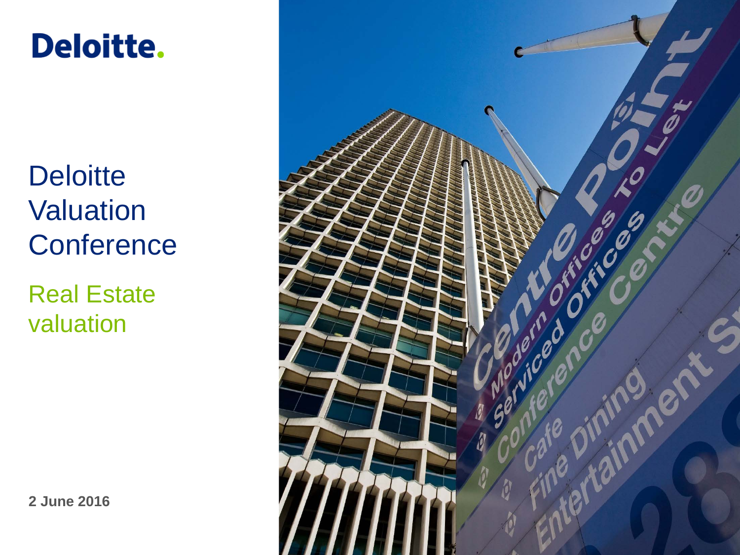Deloitte.

# Deloitte Valuation Conference

## Real Estate valuation

**2 June 2016**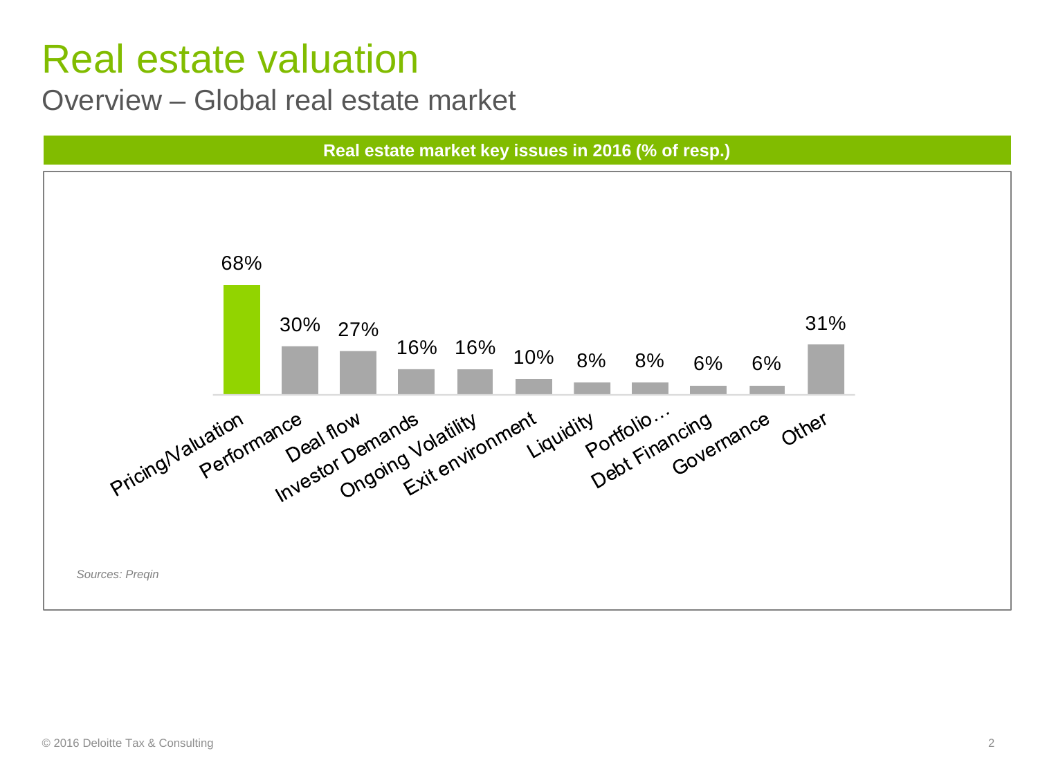# Real estate valuation

## Overview – Global real estate market

**Real estate market key issues in 2016 (% of resp.)**

| Issue | % of resp. |
|---|---|
| Pricing/Valuation | 68% |
| Performance | 30% |
| Deal flow | 27% |
| Investor Demands | 16% |
| Ongoing Volatility | 16% |
| Exit environment | 10% |
| Liquidity | 8% |
| Portfolio… | 8% |
| Debt Financing | 6% |
| Governance | 6% |
| Other | 31% |

*Sources: Preqin*

© 2016 Deloitte Tax & Consulting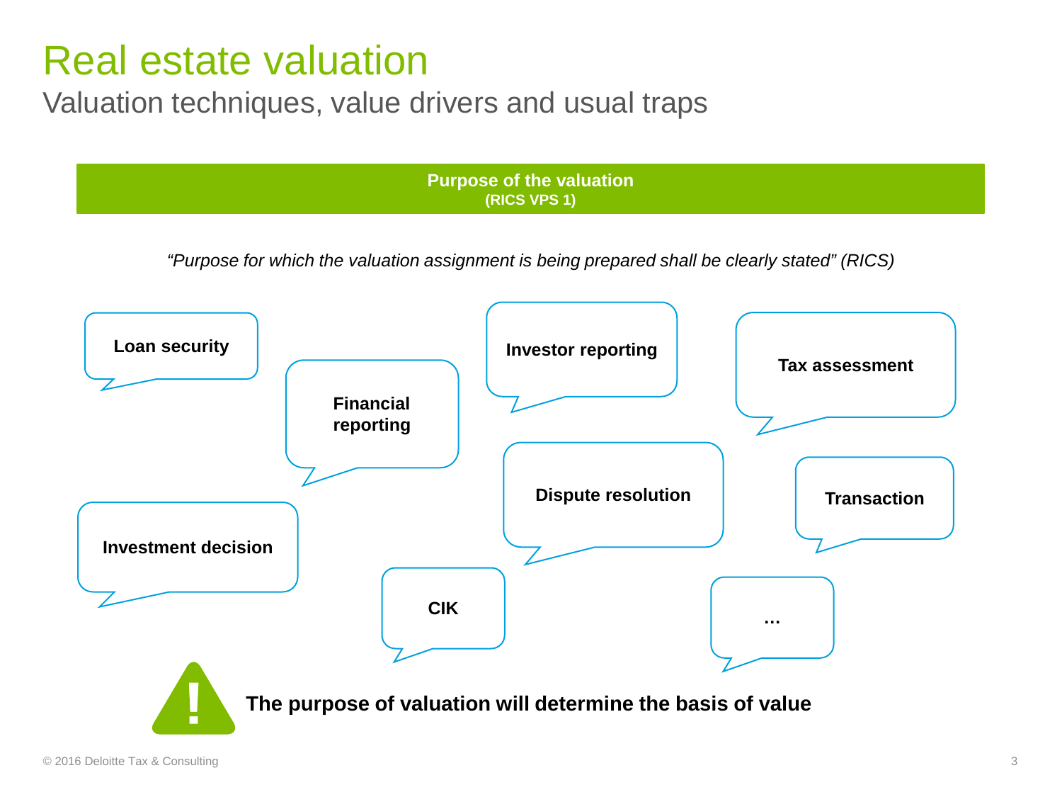# Real estate valuation

## Valuation techniques, value drivers and usual traps

**Purpose of the valuation**
**(RICS VPS 1)**

*"Purpose for which the valuation assignment is being prepared shall be clearly stated" (RICS)*

- **Loan security**
- **Financial reporting**
- **Investor reporting**
- **Tax assessment**
- **Dispute resolution**
- **Transaction**
- **Investment decision**
- **CIK**
- **…**

**The purpose of valuation will determine the basis of value**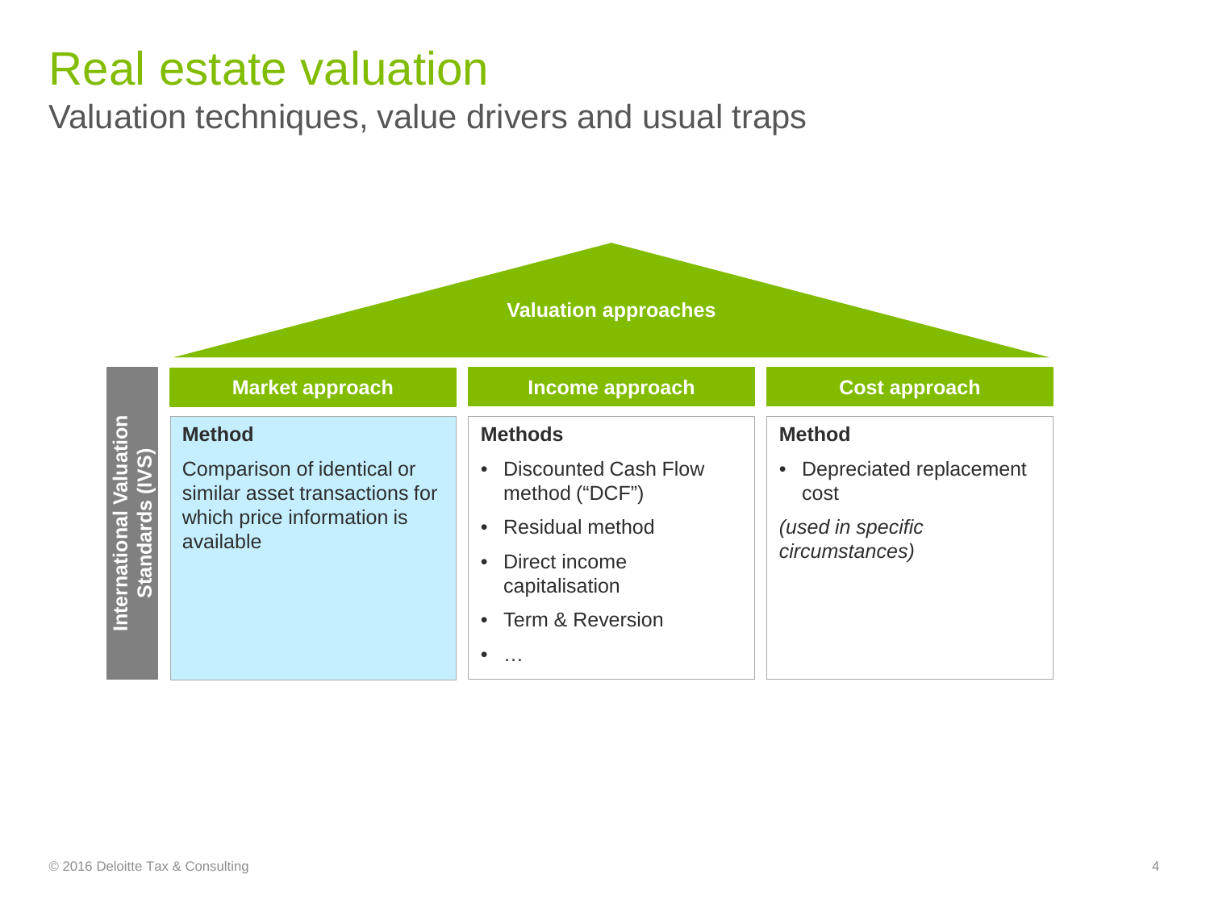# Real estate valuation

## Valuation techniques, value drivers and usual traps

**Valuation approaches**

*International Valuation Standards (IVS)*

| Market approach | Income approach | Cost approach |
| --- | --- | --- |
| **Method**<br><br>Comparison of identical or similar asset transactions for which price information is available | **Methods**<br><br>• Discounted Cash Flow method ("DCF")<br>• Residual method<br>• Direct income capitalisation<br>• Term & Reversion<br>• … | **Method**<br><br>• Depreciated replacement cost<br><br>*(used in specific circumstances)* |

© 2016 Deloitte Tax & Consulting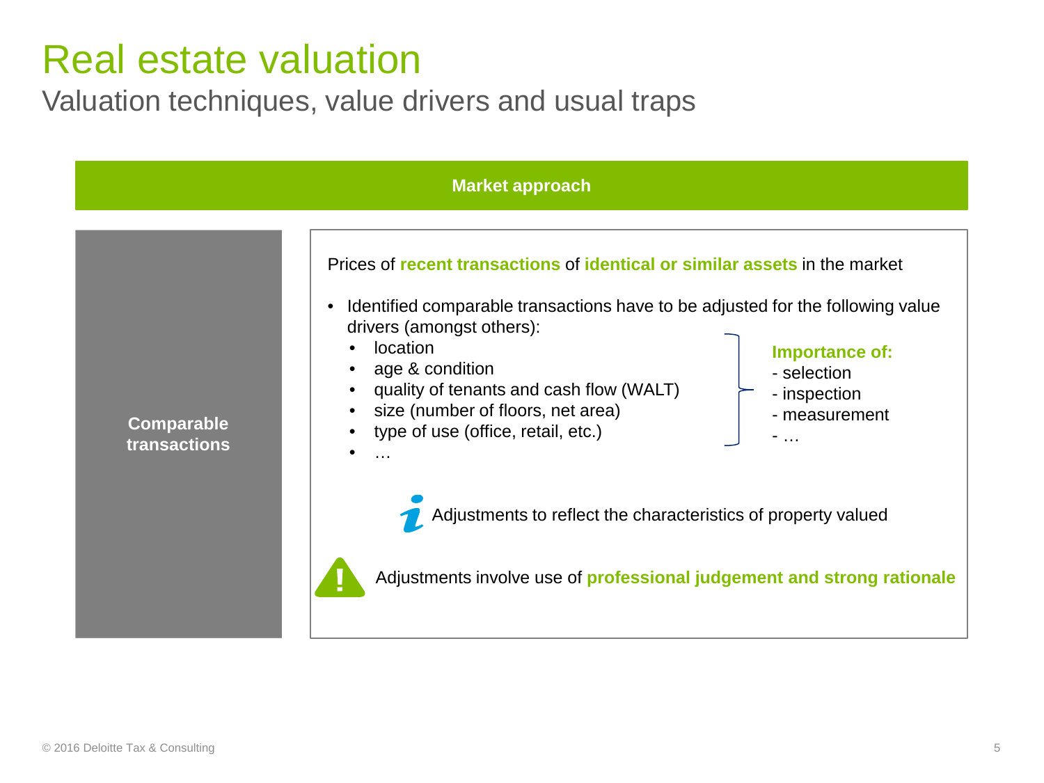# Real estate valuation

## Valuation techniques, value drivers and usual traps

### Market approach

**Comparable transactions**

Prices of **recent transactions** of **identical or similar assets** in the market

- Identified comparable transactions have to be adjusted for the following value drivers (amongst others):
  - location
  - age & condition
  - quality of tenants and cash flow (WALT)
  - size (number of floors, net area)
  - type of use (office, retail, etc.)
  - …

**Importance of:**
- selection
- inspection
- measurement
- …

Adjustments to reflect the characteristics of property valued

Adjustments involve use of **professional judgement and strong rationale**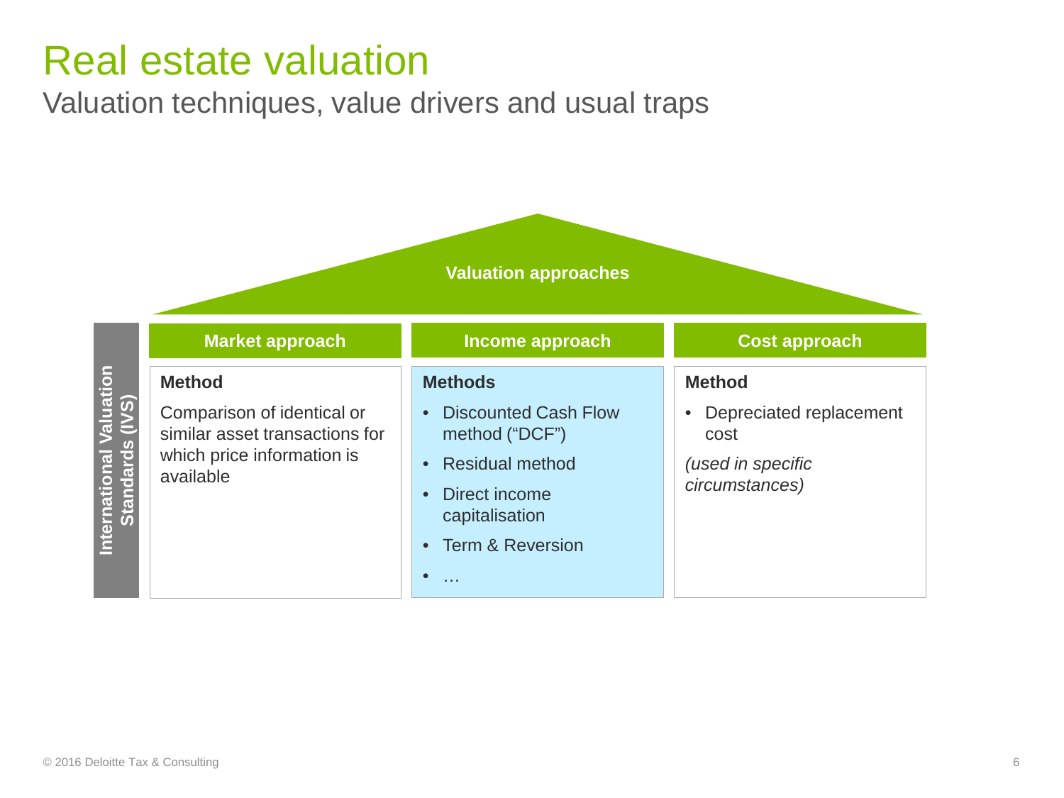# Real estate valuation

## Valuation techniques, value drivers and usual traps

**Valuation approaches**

**International Valuation Standards (IVS)**

| Market approach | Income approach | Cost approach |
| --- | --- | --- |
| **Method**<br><br>Comparison of identical or similar asset transactions for which price information is available | **Methods**<br><br>• Discounted Cash Flow method ("DCF")<br>• Residual method<br>• Direct income capitalisation<br>• Term & Reversion<br>• … | **Method**<br><br>• Depreciated replacement cost<br><br>*(used in specific circumstances)* |

© 2016 Deloitte Tax & Consulting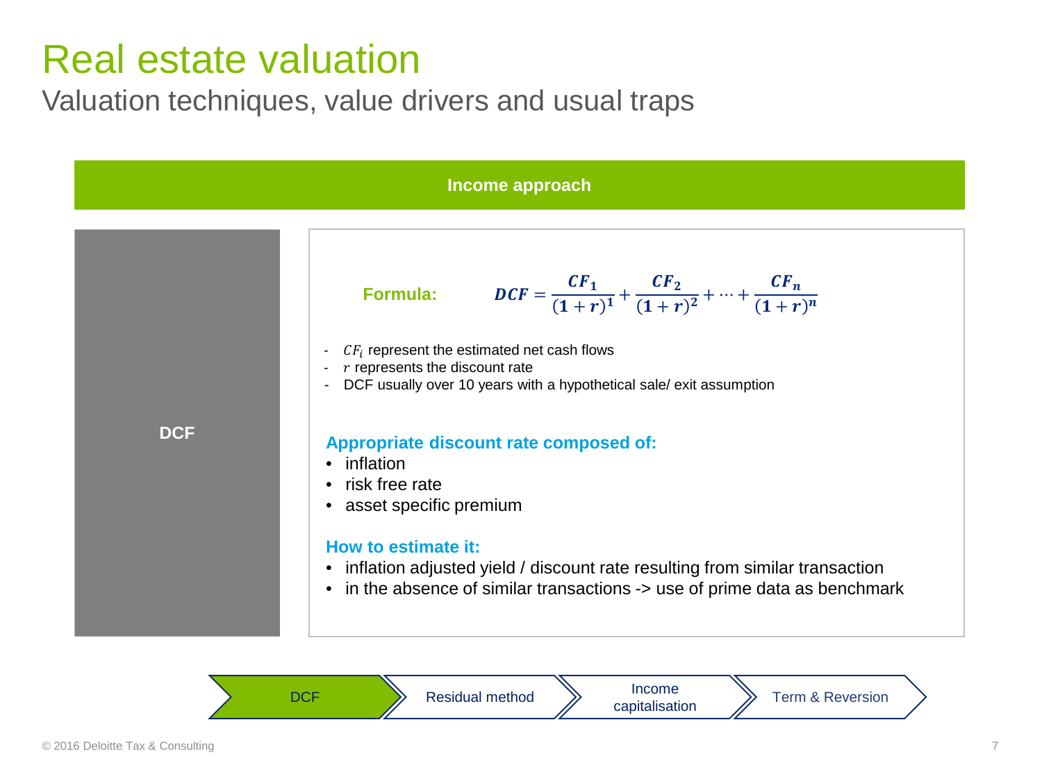# Real estate valuation

## Valuation techniques, value drivers and usual traps

**Income approach**

**DCF**

**Formula:**

$$DCF = \frac{CF_1}{(1+r)^1} + \frac{CF_2}{(1+r)^2} + \cdots + \frac{CF_n}{(1+r)^n}$$

- $CF_i$ represent the estimated net cash flows
- $r$ represents the discount rate
- DCF usually over 10 years with a hypothetical sale/ exit assumption

**Appropriate discount rate composed of:**

- inflation
- risk free rate
- asset specific premium

**How to estimate it:**

- inflation adjusted yield / discount rate resulting from similar transaction
- in the absence of similar transactions -> use of prime data as benchmark

DCF | Residual method | Income capitalisation | Term & Reversion

© 2016 Deloitte Tax & Consulting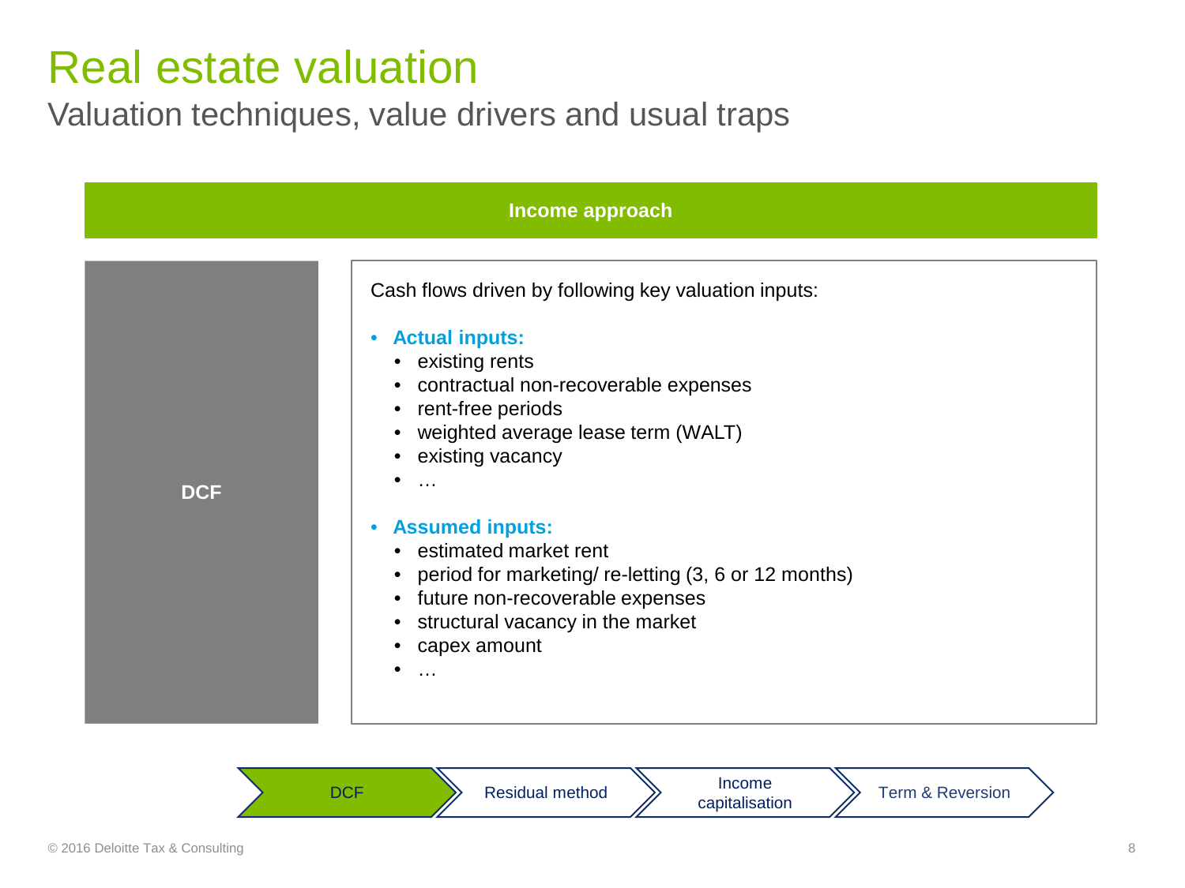# Real estate valuation

## Valuation techniques, value drivers and usual traps

### Income approach

**DCF**

Cash flows driven by following key valuation inputs:

- **Actual inputs:**
  - existing rents
  - contractual non-recoverable expenses
  - rent-free periods
  - weighted average lease term (WALT)
  - existing vacancy
  - …
- **Assumed inputs:**
  - estimated market rent
  - period for marketing/ re-letting (3, 6 or 12 months)
  - future non-recoverable expenses
  - structural vacancy in the market
  - capex amount
  - …

DCF → Residual method → Income capitalisation → Term & Reversion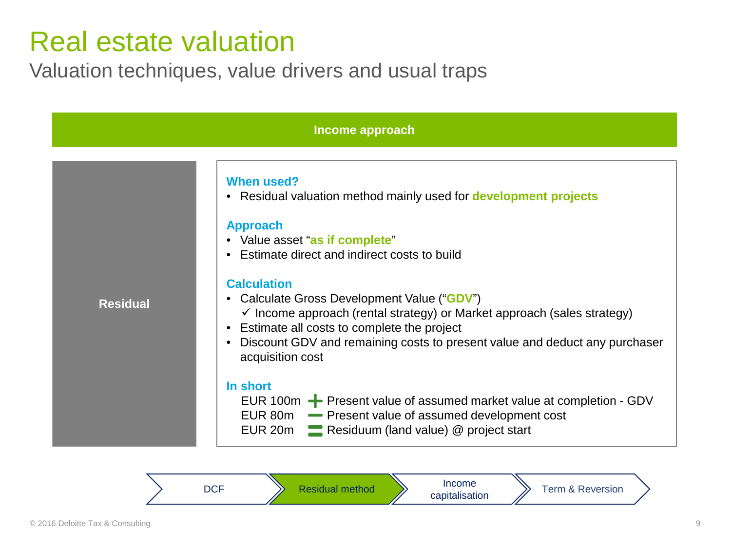# Real estate valuation

## Valuation techniques, value drivers and usual traps

**Income approach**

**Residual**

### When used?

- Residual valuation method mainly used for **development projects**

### Approach

- Value asset "**as if complete**"
- Estimate direct and indirect costs to build

### Calculation

- Calculate Gross Development Value ("**GDV**")
  - ✓ Income approach (rental strategy) or Market approach (sales strategy)
- Estimate all costs to complete the project
- Discount GDV and remaining costs to present value and deduct any purchaser acquisition cost

### In short

| | | |
|---|---|---|
| EUR 100m | + | Present value of assumed market value at completion - GDV |
| EUR 80m | − | Present value of assumed development cost |
| EUR 20m | = | Residuum (land value) @ project start |

DCF → **Residual method** → Income capitalisation → Term & Reversion

© 2016 Deloitte Tax & Consulting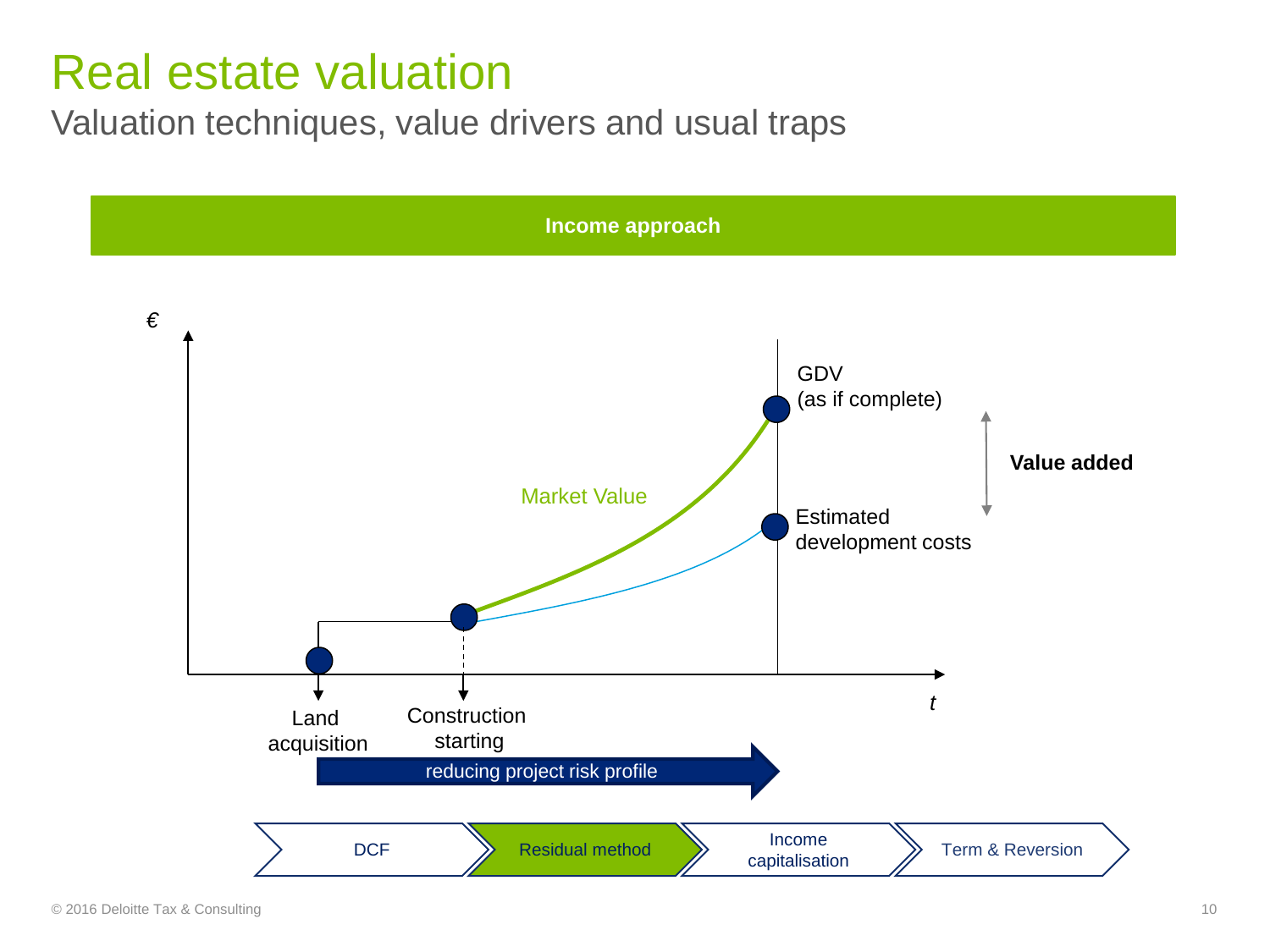# Real estate valuation

## Valuation techniques, value drivers and usual traps

**Income approach**

€

GDV (as if complete)

**Value added**

Market Value

Estimated development costs

t

Land acquisition

Construction starting

reducing project risk profile

DCF | Residual method | Income capitalisation | Term & Reversion

© 2016 Deloitte Tax & Consulting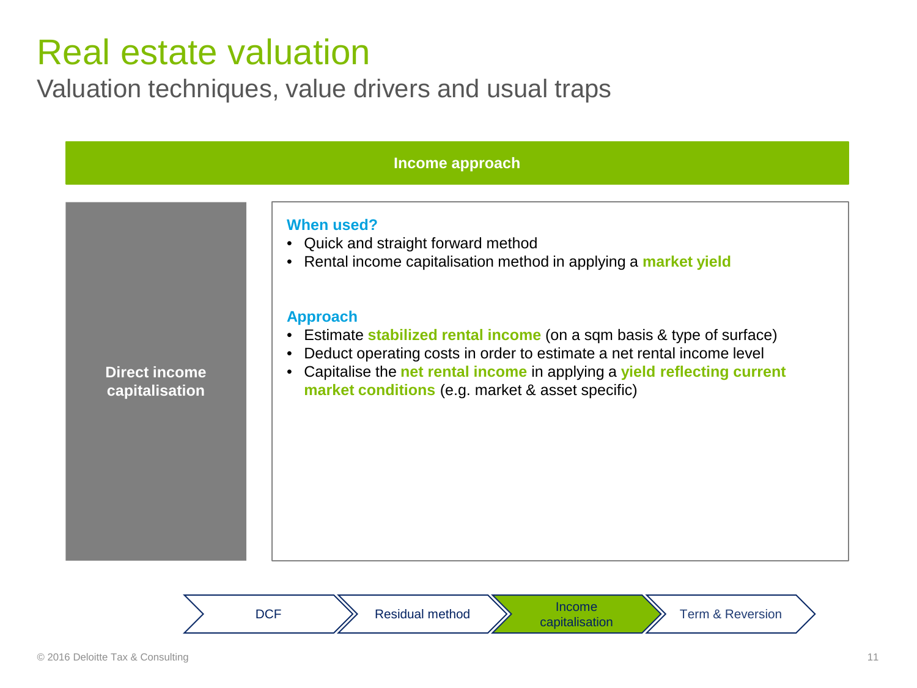# Real estate valuation

## Valuation techniques, value drivers and usual traps

### Income approach

#### Direct income capitalisation

**When used?**

- Quick and straight forward method
- Rental income capitalisation method in applying a **market yield**

**Approach**

- Estimate **stabilized rental income** (on a sqm basis & type of surface)
- Deduct operating costs in order to estimate a net rental income level
- Capitalise the **net rental income** in applying a **yield reflecting current market conditions** (e.g. market & asset specific)

DCF → Residual method → **Income capitalisation** → Term & Reversion

© 2016 Deloitte Tax & Consulting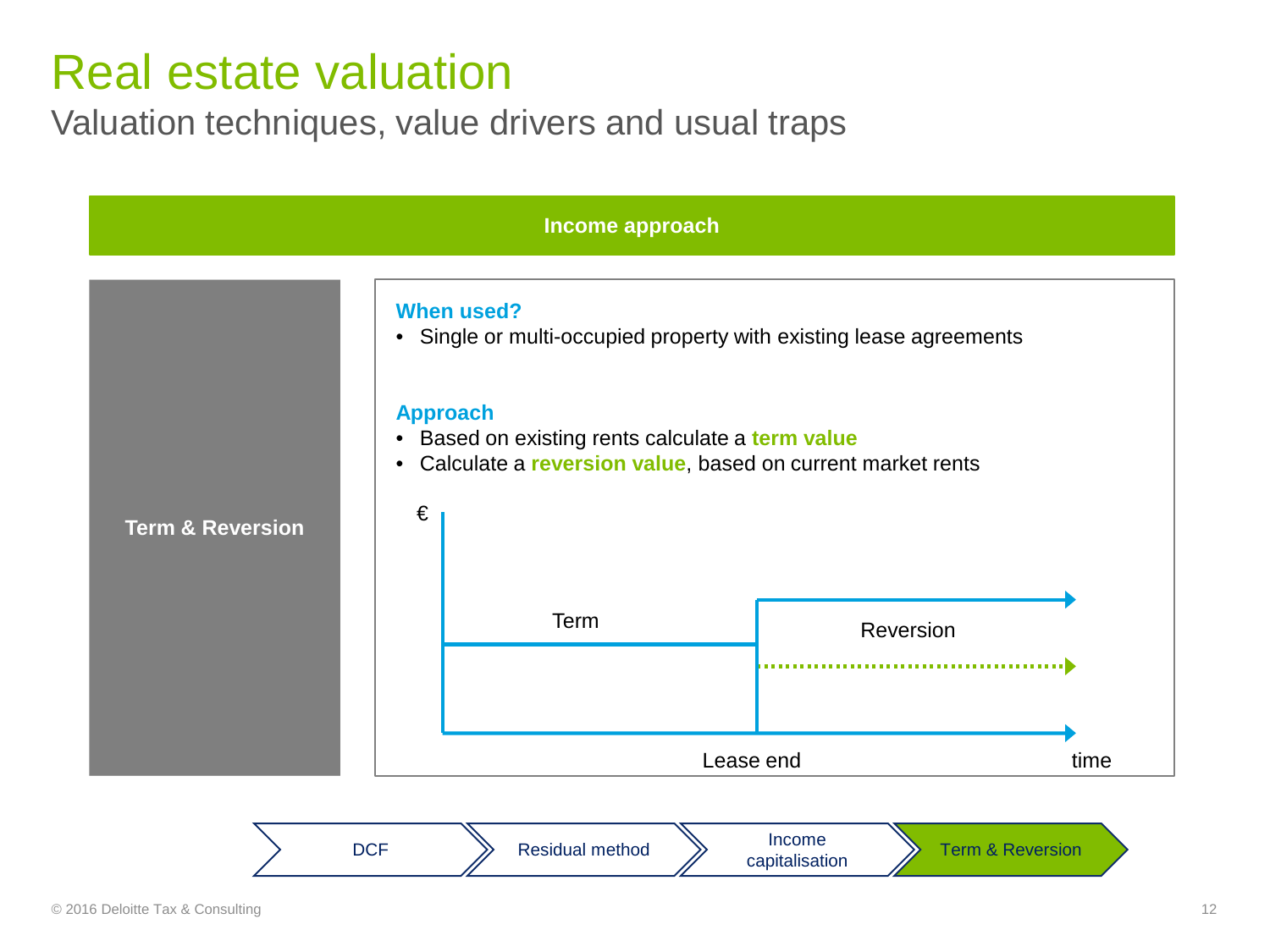# Real estate valuation

## Valuation techniques, value drivers and usual traps

**Income approach**

**Term & Reversion**

**When used?**

- Single or multi-occupied property with existing lease agreements

**Approach**

- Based on existing rents calculate a **term value**
- Calculate a **reversion value**, based on current market rents

€

Term

Reversion

Lease end

time

DCF | Residual method | Income capitalisation | **Term & Reversion**

© 2016 Deloitte Tax & Consulting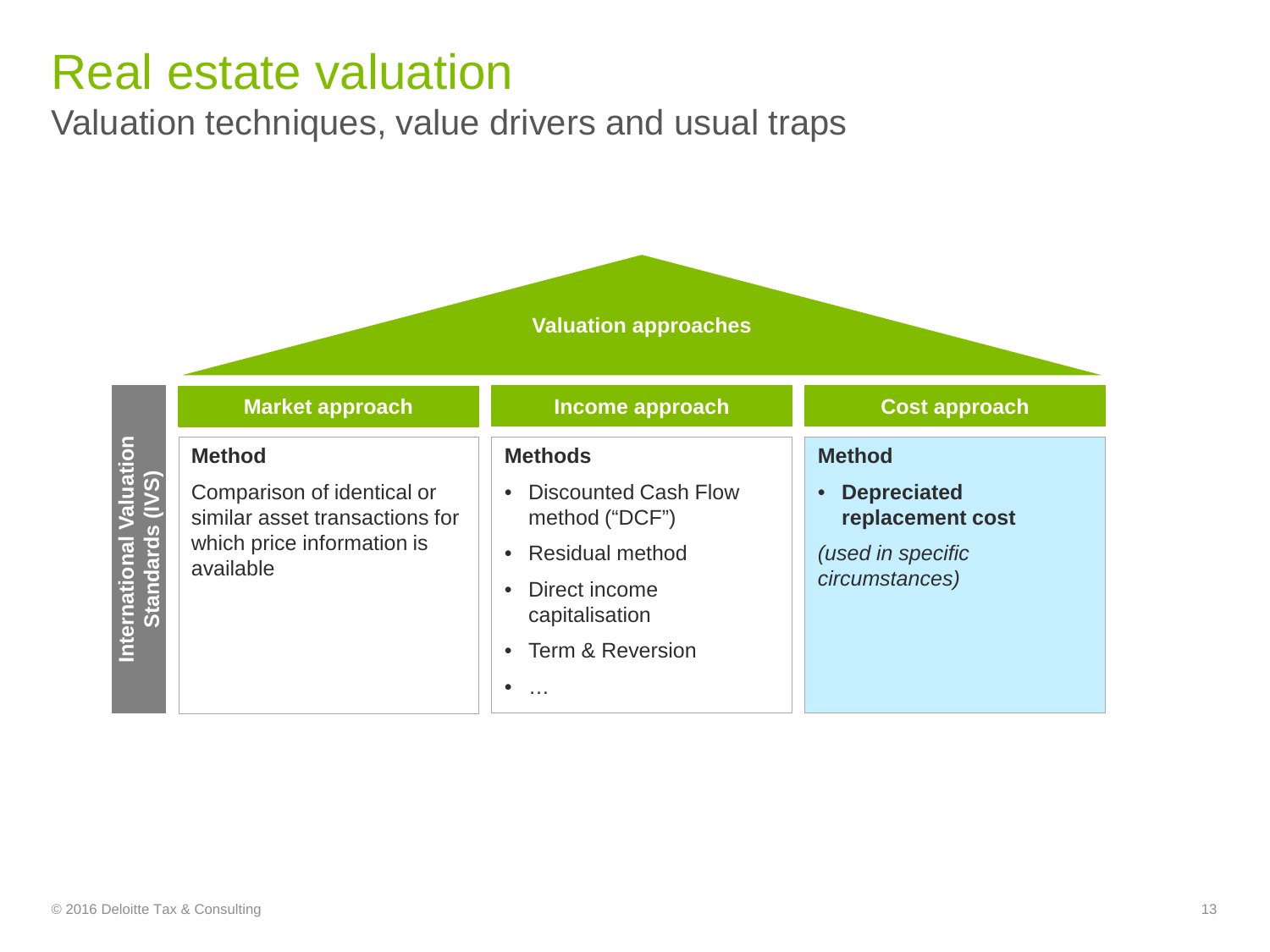# Real estate valuation

## Valuation techniques, value drivers and usual traps

**Valuation approaches**

*International Valuation Standards (IVS)*

| Market approach | Income approach | Cost approach |
|---|---|---|
| **Method**<br>Comparison of identical or similar asset transactions for which price information is available | **Methods**<br>• Discounted Cash Flow method ("DCF")<br>• Residual method<br>• Direct income capitalisation<br>• Term & Reversion<br>• … | **Method**<br>• **Depreciated replacement cost**<br>*(used in specific circumstances)* |

© 2016 Deloitte Tax & Consulting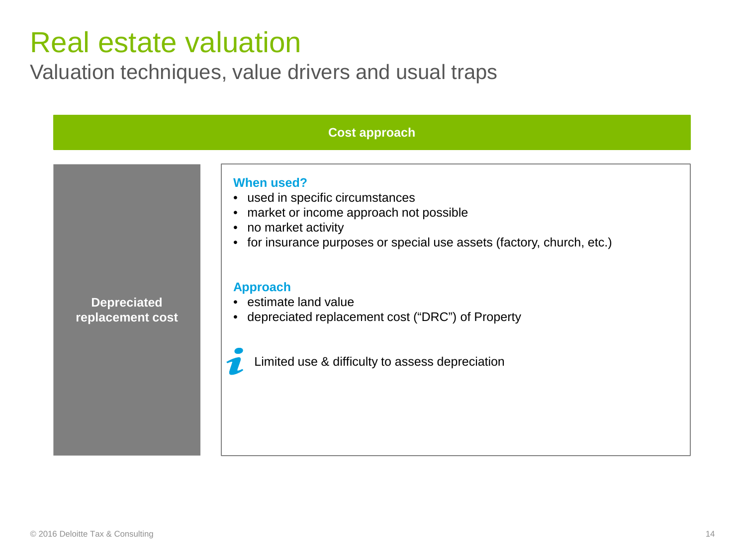# Real estate valuation

## Valuation techniques, value drivers and usual traps

### Cost approach

**Depreciated replacement cost**

**When used?**

- used in specific circumstances
- market or income approach not possible
- no market activity
- for insurance purposes or special use assets (factory, church, etc.)

**Approach**

- estimate land value
- depreciated replacement cost (“DRC”) of Property

Limited use & difficulty to assess depreciation

© 2016 Deloitte Tax & Consulting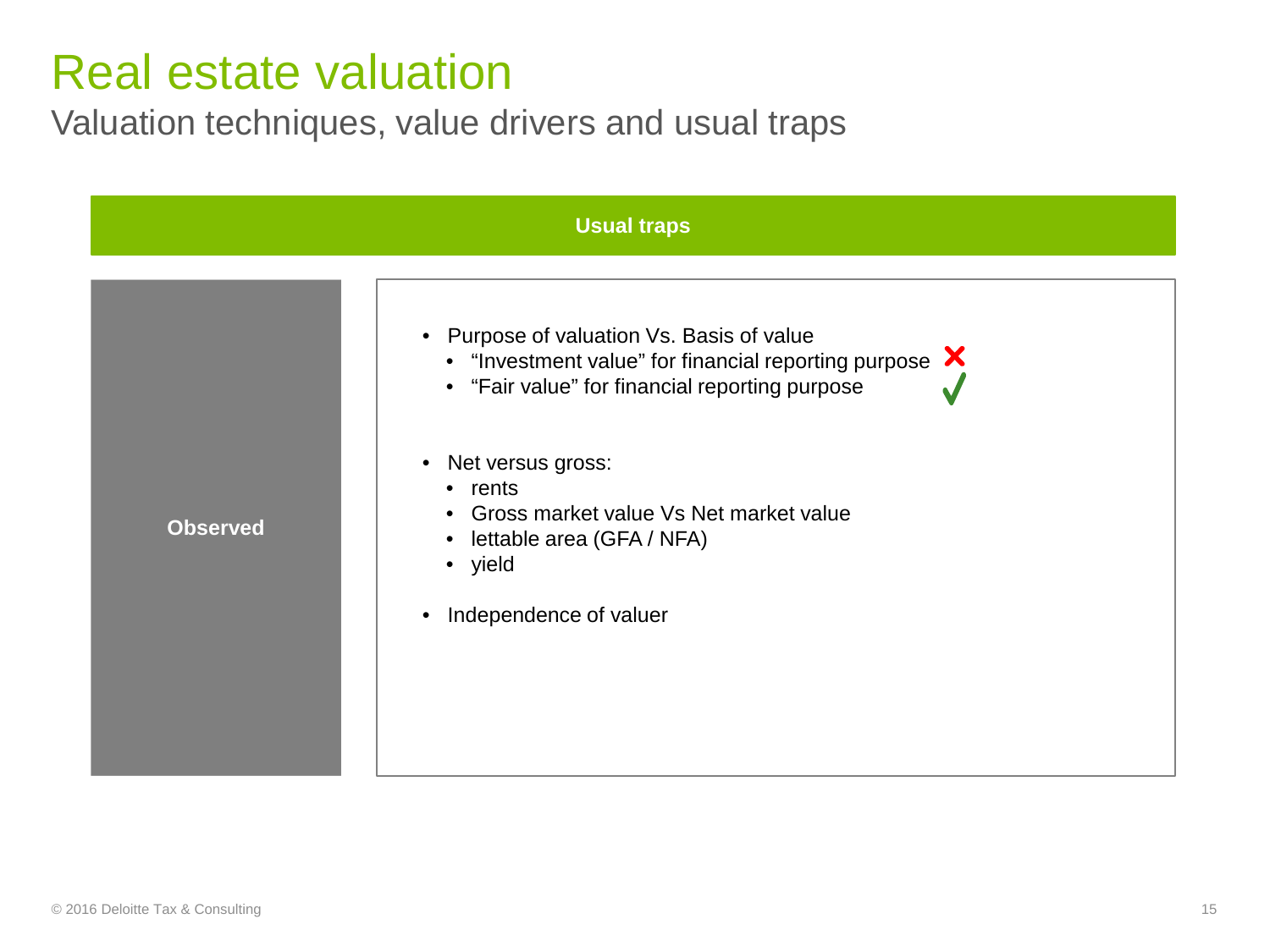# Real estate valuation

## Valuation techniques, value drivers and usual traps

### Usual traps

**Observed**

- Purpose of valuation Vs. Basis of value
  - "Investment value" for financial reporting purpose ✗
  - "Fair value" for financial reporting purpose ✓
- Net versus gross:
  - rents
  - Gross market value Vs Net market value
  - lettable area (GFA / NFA)
  - yield
- Independence of valuer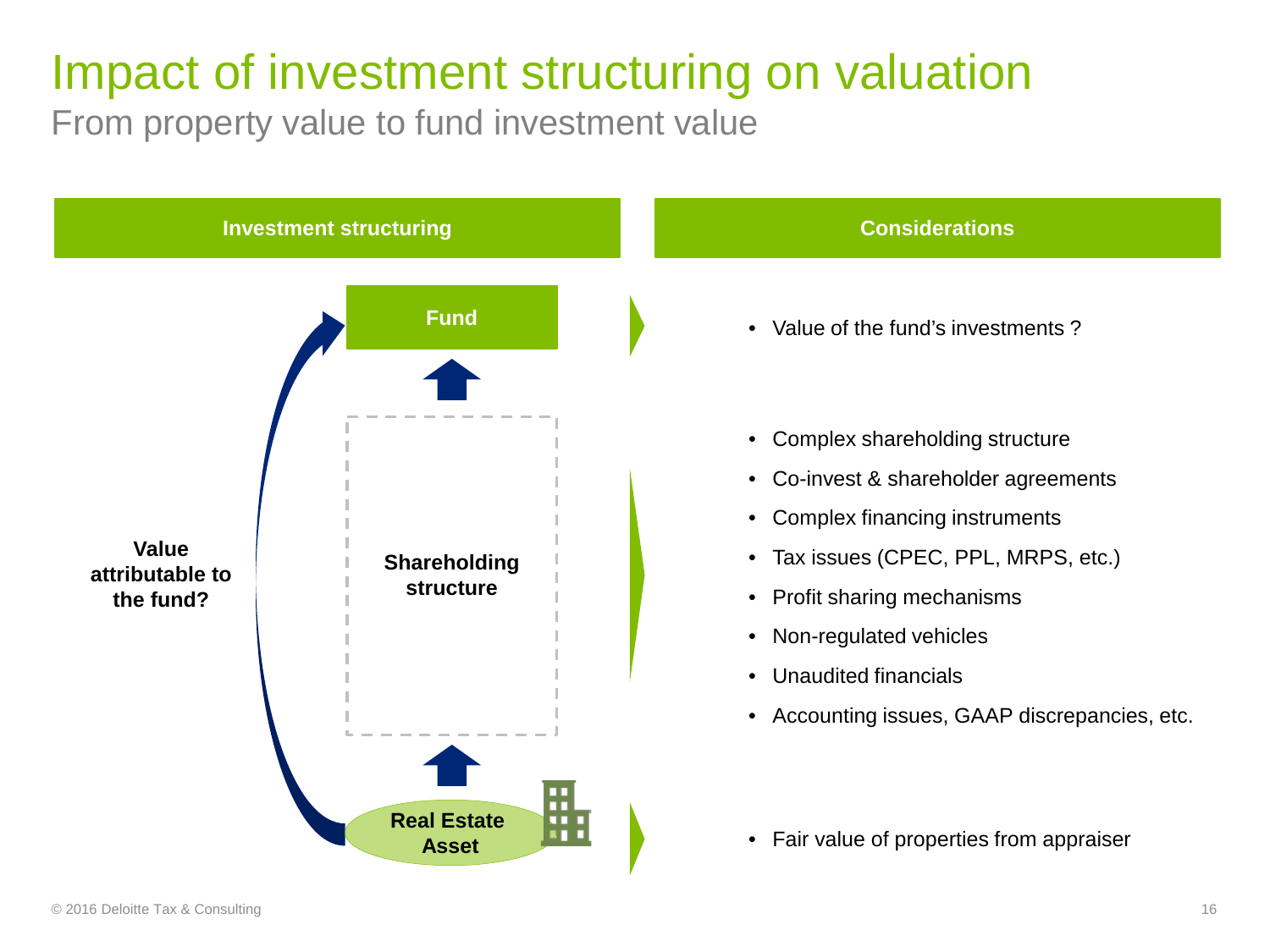# Impact of investment structuring on valuation

## From property value to fund investment value

| Investment structuring | Considerations |
| --- | --- |
| **Fund** | • Value of the fund's investments ? |
| **Shareholding structure** | • Complex shareholding structure<br>• Co-invest & shareholder agreements<br>• Complex financing instruments<br>• Tax issues (CPEC, PPL, MRPS, etc.)<br>• Profit sharing mechanisms<br>• Non-regulated vehicles<br>• Unaudited financials<br>• Accounting issues, GAAP discrepancies, etc. |
| **Real Estate Asset** | • Fair value of properties from appraiser |

**Value attributable to the fund?**

© 2016 Deloitte Tax & Consulting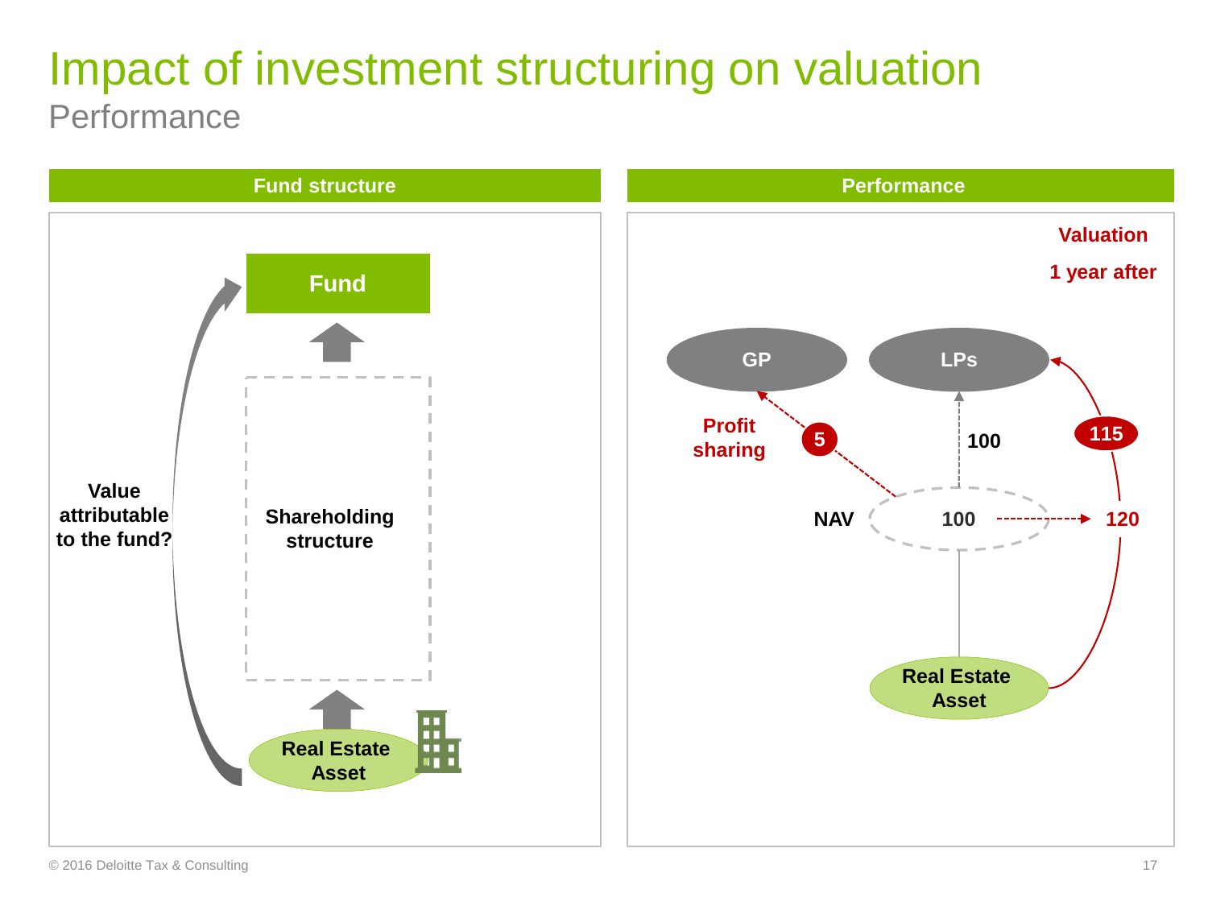# Impact of investment structuring on valuation

## Performance

**Fund structure**

Fund

Shareholding structure

Value attributable to the fund?

Real Estate Asset

**Performance**

Valuation

1 year after

GP

LPs

Profit sharing

5

100

115

NAV

100

120

Real Estate Asset

© 2016 Deloitte Tax & Consulting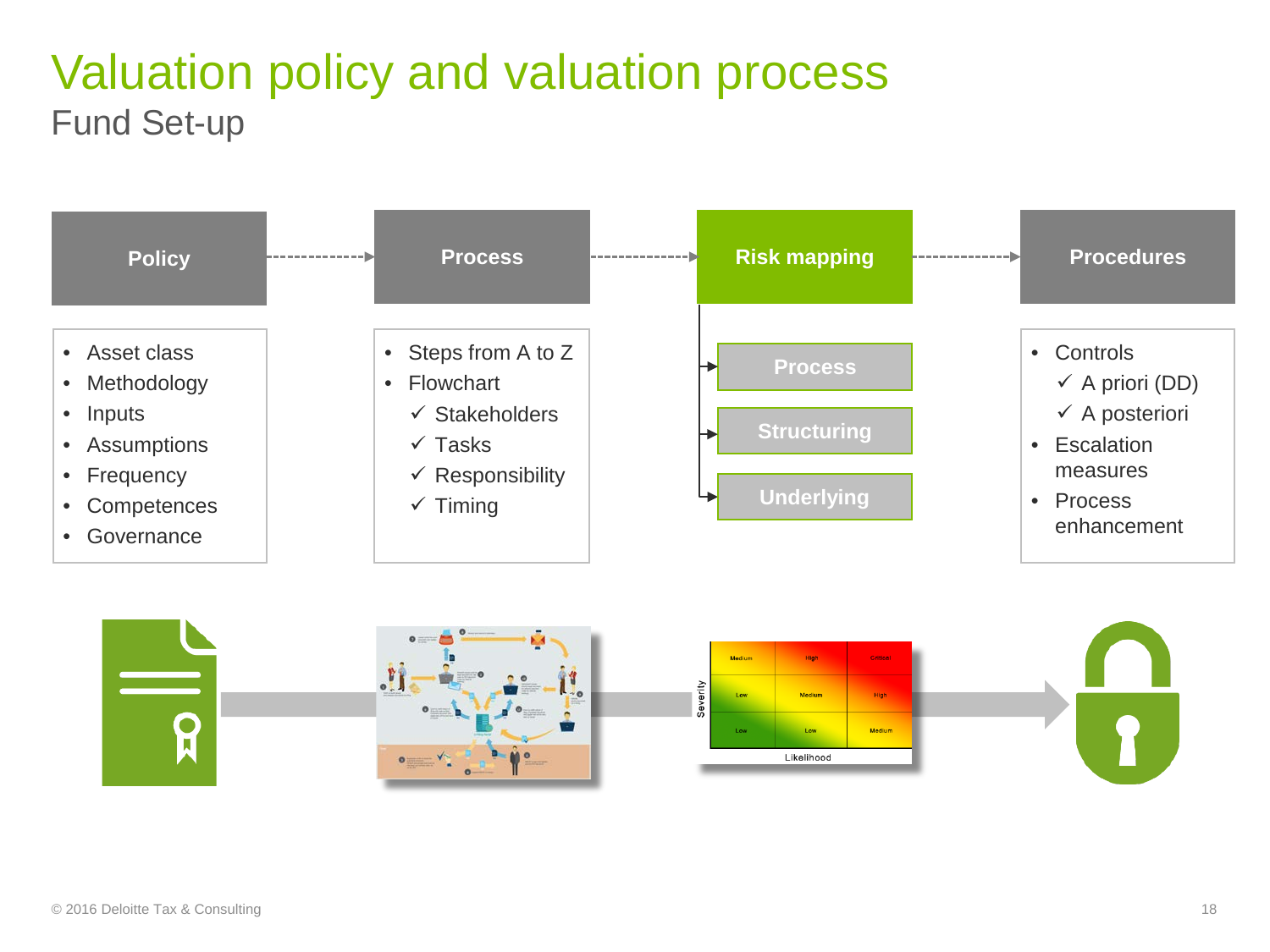# Valuation policy and valuation process

## Fund Set-up

### Policy

- Asset class
- Methodology
- Inputs
- Assumptions
- Frequency
- Competences
- Governance

### Process

- Steps from A to Z
- Flowchart
  - ✓ Stakeholders
  - ✓ Tasks
  - ✓ Responsibility
  - ✓ Timing

### Risk mapping

- Process
- Structuring
- Underlying

### Procedures

- Controls
  - ✓ A priori (DD)
  - ✓ A posteriori
- Escalation measures
- Process enhancement

© 2016 Deloitte Tax & Consulting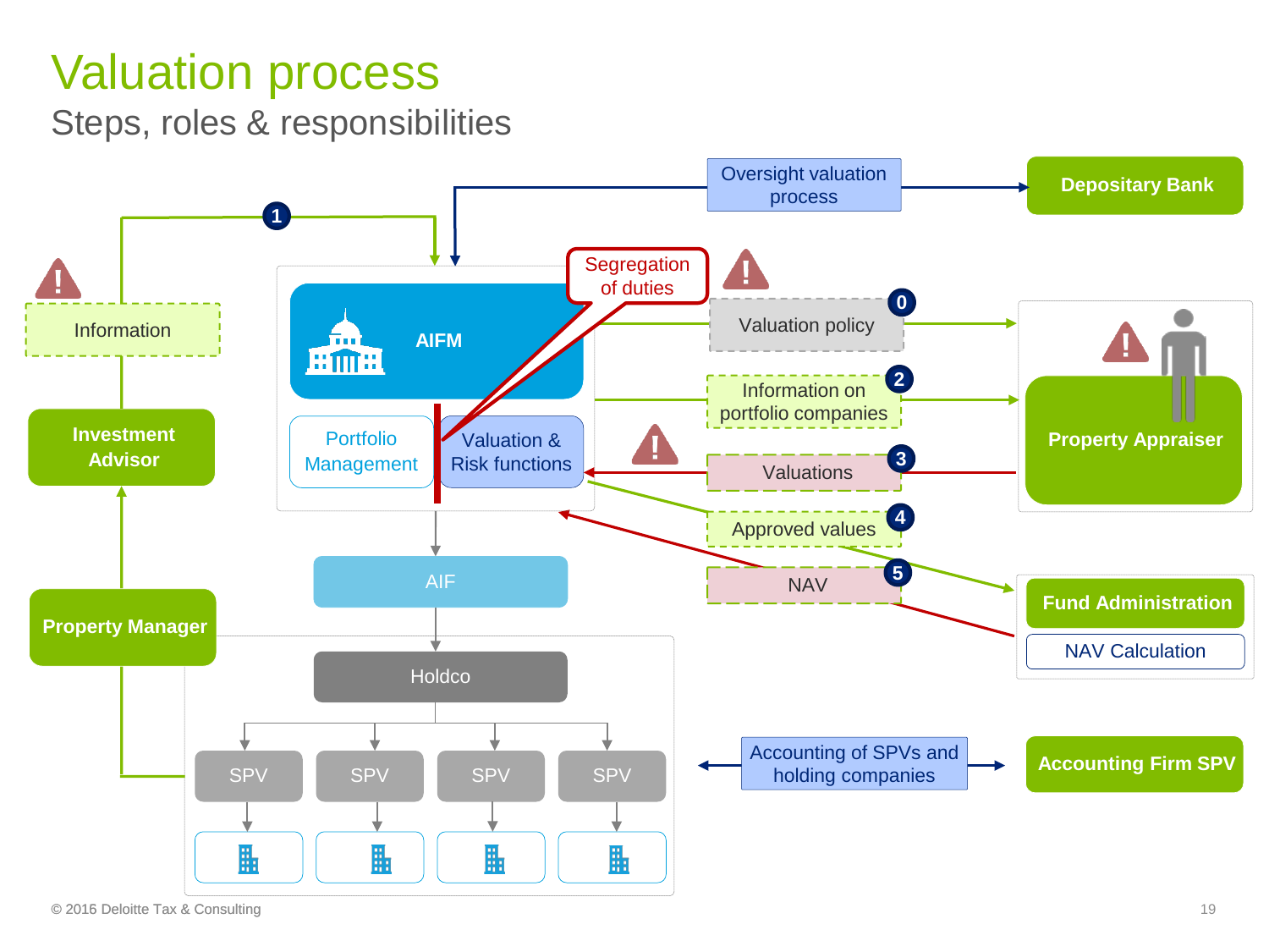# Valuation process

## Steps, roles & responsibilities

- Information
- Investment Advisor
- Property Manager
- Oversight valuation process
- Depositary Bank
- AIFM
- Portfolio Management
- Valuation & Risk functions
- Segregation of duties
- 0 Valuation policy
- 1 (Information flow from Investment Advisor to AIFM)
- 2 Information on portfolio companies
- 3 Valuations
- 4 Approved values
- 5 NAV
- Property Appraiser
- Fund Administration
- NAV Calculation
- AIF
- Holdco
- SPV
- SPV
- SPV
- SPV
- Accounting of SPVs and holding companies
- Accounting Firm SPV

© 2016 Deloitte Tax & Consulting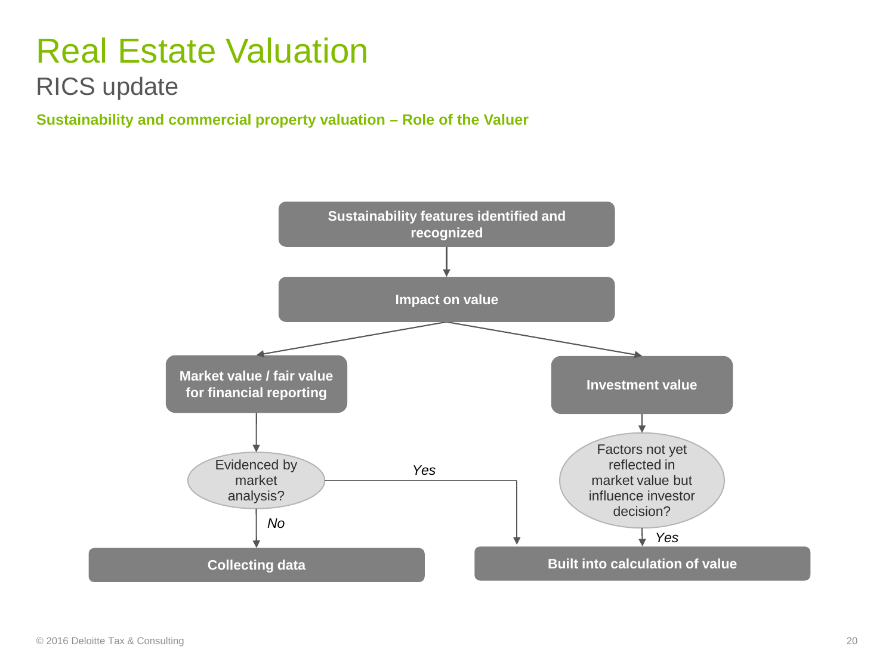# Real Estate Valuation

## RICS update

**Sustainability and commercial property valuation – Role of the Valuer**

**Sustainability features identified and recognized**

**Impact on value**

**Market value / fair value for financial reporting**

**Investment value**

Evidenced by market analysis?

*Yes*

*No*

Factors not yet reflected in market value but influence investor decision?

*Yes*

**Collecting data**

**Built into calculation of value**

© 2016 Deloitte Tax & Consulting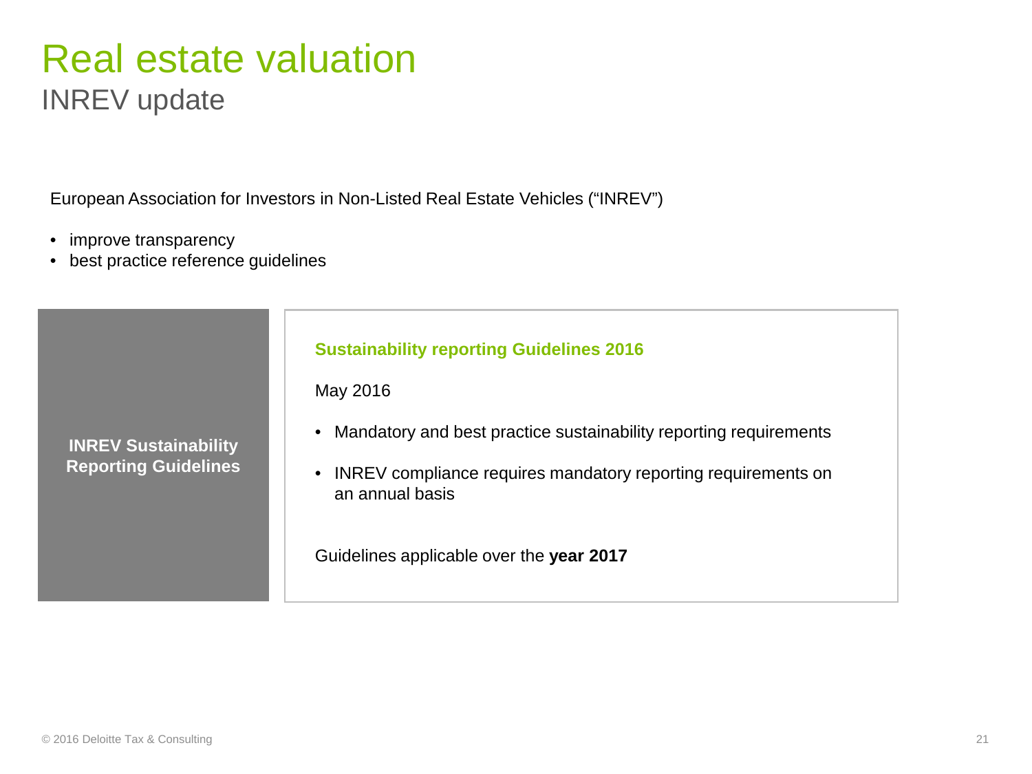# Real estate valuation

## INREV update

European Association for Investors in Non-Listed Real Estate Vehicles (“INREV”)

- improve transparency
- best practice reference guidelines

**INREV Sustainability Reporting Guidelines**

**Sustainability reporting Guidelines 2016**

May 2016

- Mandatory and best practice sustainability reporting requirements
- INREV compliance requires mandatory reporting requirements on an annual basis

Guidelines applicable over the **year 2017**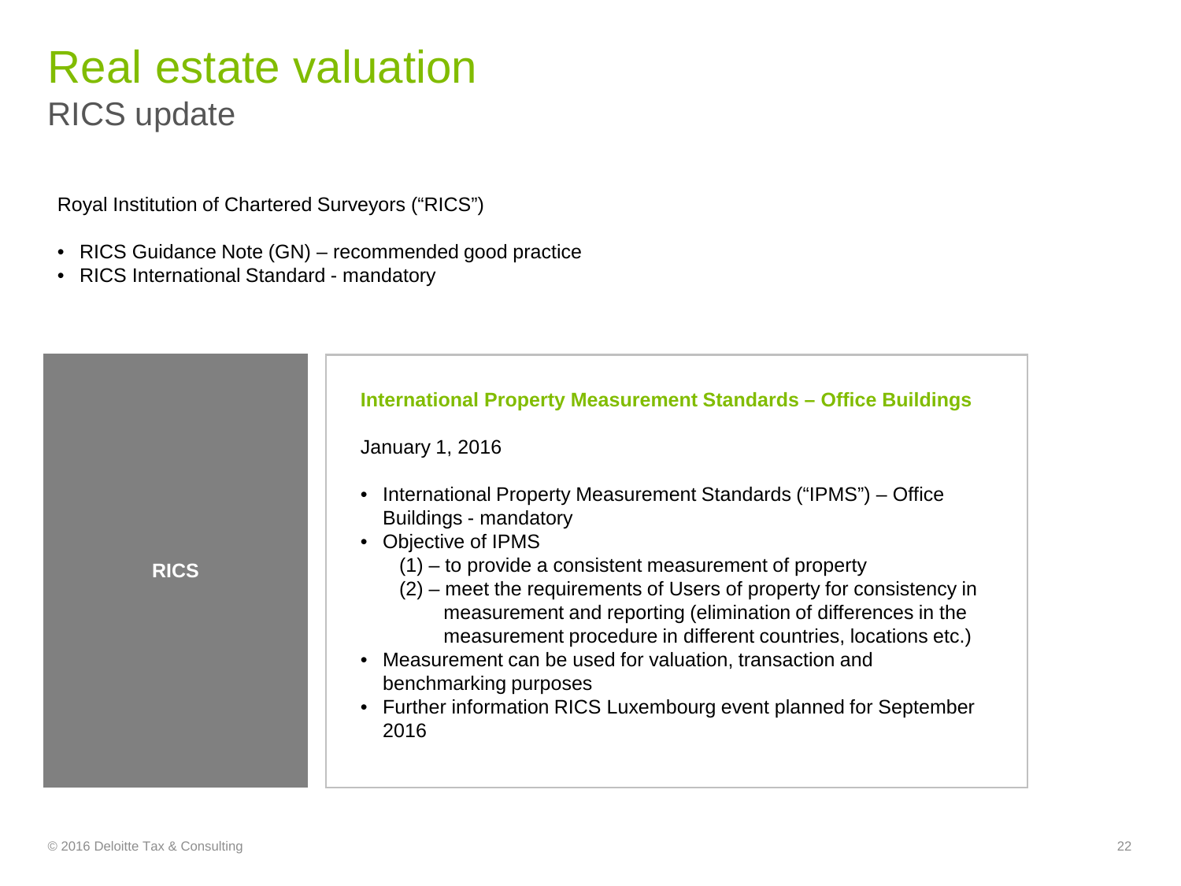# Real estate valuation

## RICS update

Royal Institution of Chartered Surveyors ("RICS")

- RICS Guidance Note (GN) – recommended good practice
- RICS International Standard - mandatory

**RICS**

**International Property Measurement Standards – Office Buildings**

January 1, 2016

- International Property Measurement Standards ("IPMS") – Office Buildings - mandatory
- Objective of IPMS
  - (1) – to provide a consistent measurement of property
  - (2) – meet the requirements of Users of property for consistency in measurement and reporting (elimination of differences in the measurement procedure in different countries, locations etc.)
- Measurement can be used for valuation, transaction and benchmarking purposes
- Further information RICS Luxembourg event planned for September 2016

© 2016 Deloitte Tax & Consulting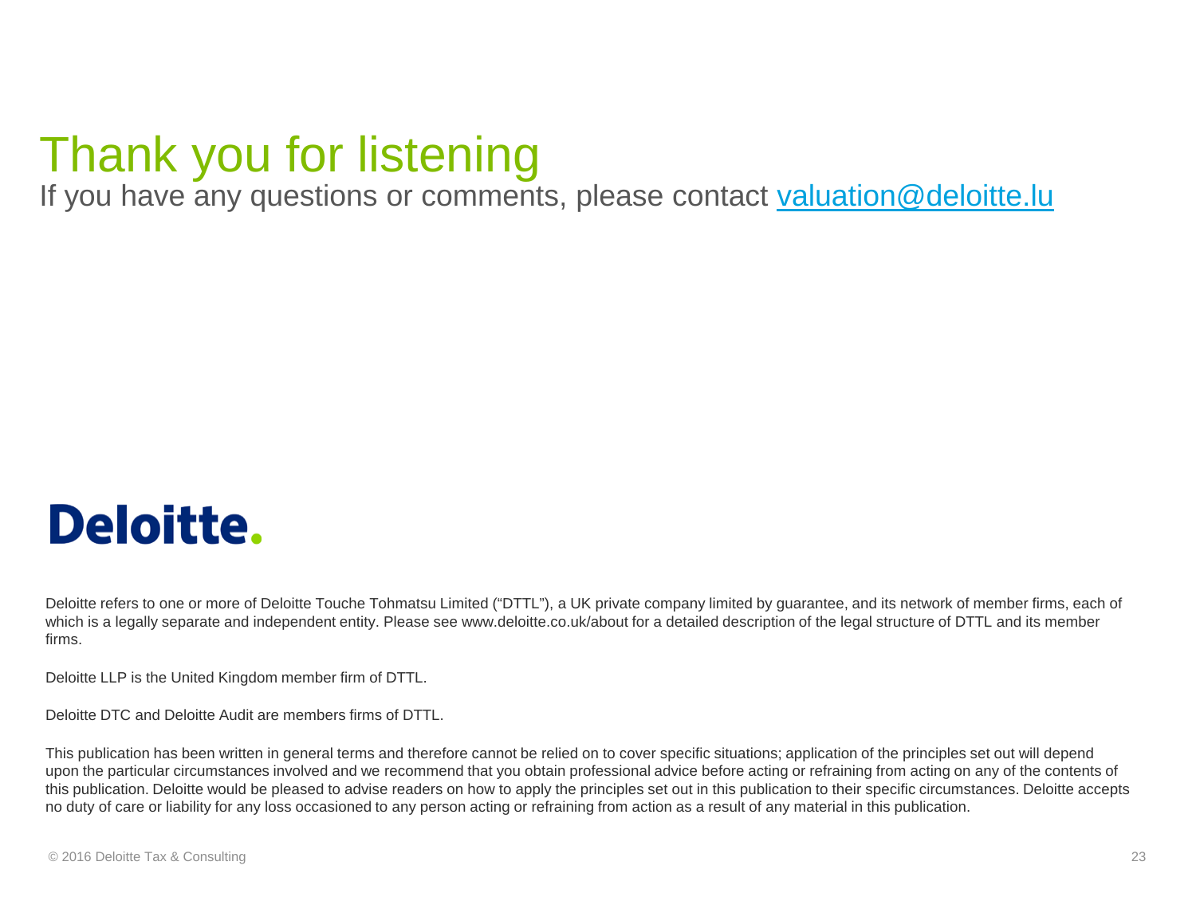# Thank you for listening

If you have any questions or comments, please contact [valuation@deloitte.lu](mailto:valuation@deloitte.lu)

**Deloitte.**

Deloitte refers to one or more of Deloitte Touche Tohmatsu Limited (“DTTL”), a UK private company limited by guarantee, and its network of member firms, each of which is a legally separate and independent entity. Please see www.deloitte.co.uk/about for a detailed description of the legal structure of DTTL and its member firms.

Deloitte LLP is the United Kingdom member firm of DTTL.

Deloitte DTC and Deloitte Audit are members firms of DTTL.

This publication has been written in general terms and therefore cannot be relied on to cover specific situations; application of the principles set out will depend upon the particular circumstances involved and we recommend that you obtain professional advice before acting or refraining from acting on any of the contents of this publication. Deloitte would be pleased to advise readers on how to apply the principles set out in this publication to their specific circumstances. Deloitte accepts no duty of care or liability for any loss occasioned to any person acting or refraining from action as a result of any material in this publication.

© 2016 Deloitte Tax & Consulting